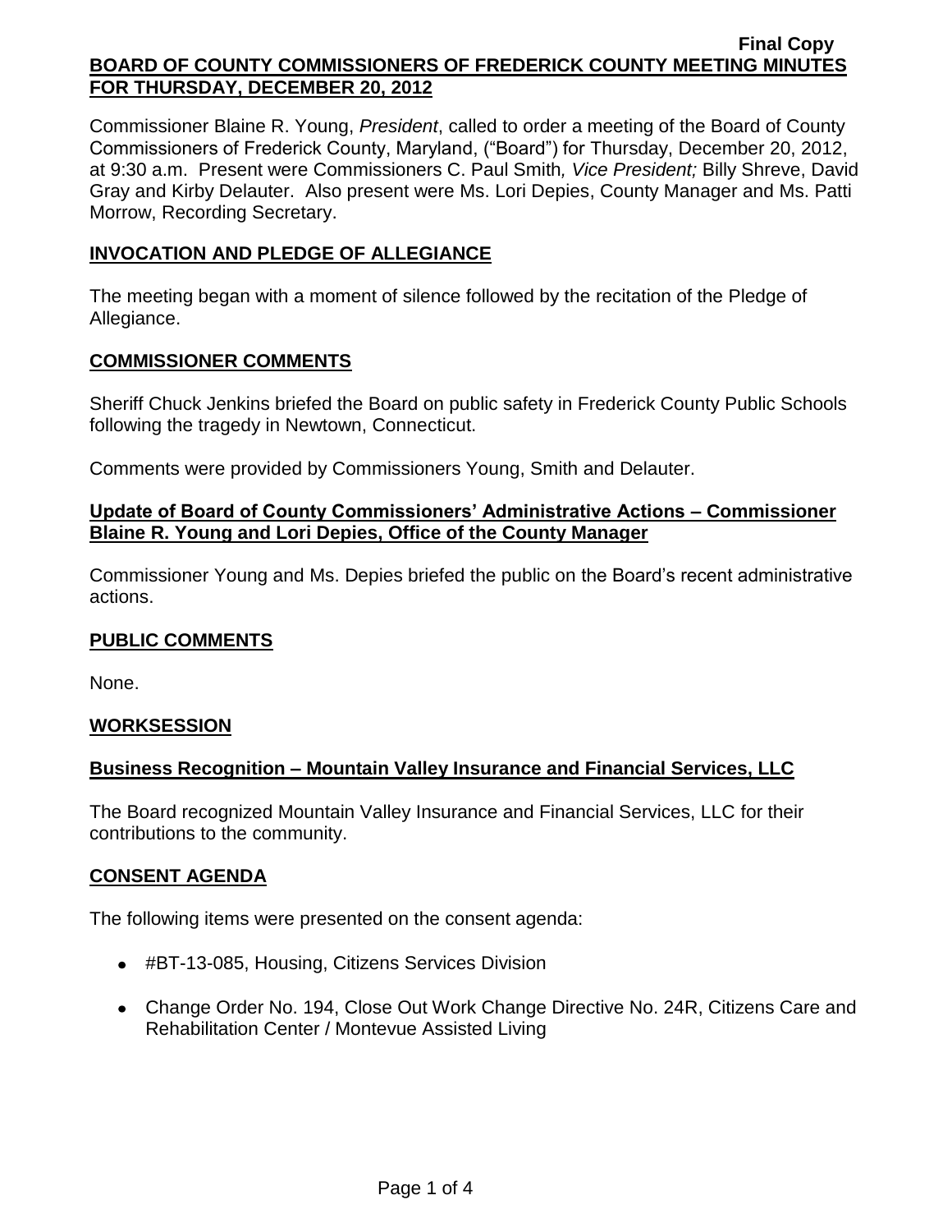**Final Copy**

# BOARD OF COUNTY COMMISSIONERS OF FREDERICK COUNTY MEETING MINUTES FOR THURSDAY, DECEMBER 20, 2012

Commissioner Blaine R. Young, *President*, called to order a meeting of the Board of County Commissioners of Frederick County, Maryland, ("Board") for Thursday, December 20, 2012, at 9:30 a.m. Present were Commissioners C. Paul Smith*, Vice President;* Billy Shreve, David Gray and Kirby Delauter. Also present were Ms. Lori Depies, County Manager and Ms. Patti Morrow, Recording Secretary.

## INVOCATION AND PLEDGE OF ALLEGIANCE

The meeting began with a moment of silence followed by the recitation of the Pledge of Allegiance.

## COMMISSIONER COMMENTS

Sheriff Chuck Jenkins briefed the Board on public safety in Frederick County Public Schools following the tragedy in Newtown, Connecticut.

Comments were provided by Commissioners Young, Smith and Delauter.

## Update of Board of County Commissioners' Administrative Actions – Commissioner Blaine R. Young and Lori Depies, Office of the County Manager

Commissioner Young and Ms. Depies briefed the public on the Board's recent administrative actions.

## PUBLIC COMMENTS

None.

## WORKSESSION

## Business Recognition – Mountain Valley Insurance and Financial Services, LLC

The Board recognized Mountain Valley Insurance and Financial Services, LLC for their contributions to the community.

## CONSENT AGENDA

The following items were presented on the consent agenda:

- #BT-13-085, Housing, Citizens Services Division
- Change Order No. 194, Close Out Work Change Directive No. 24R, Citizens Care and Rehabilitation Center / Montevue Assisted Living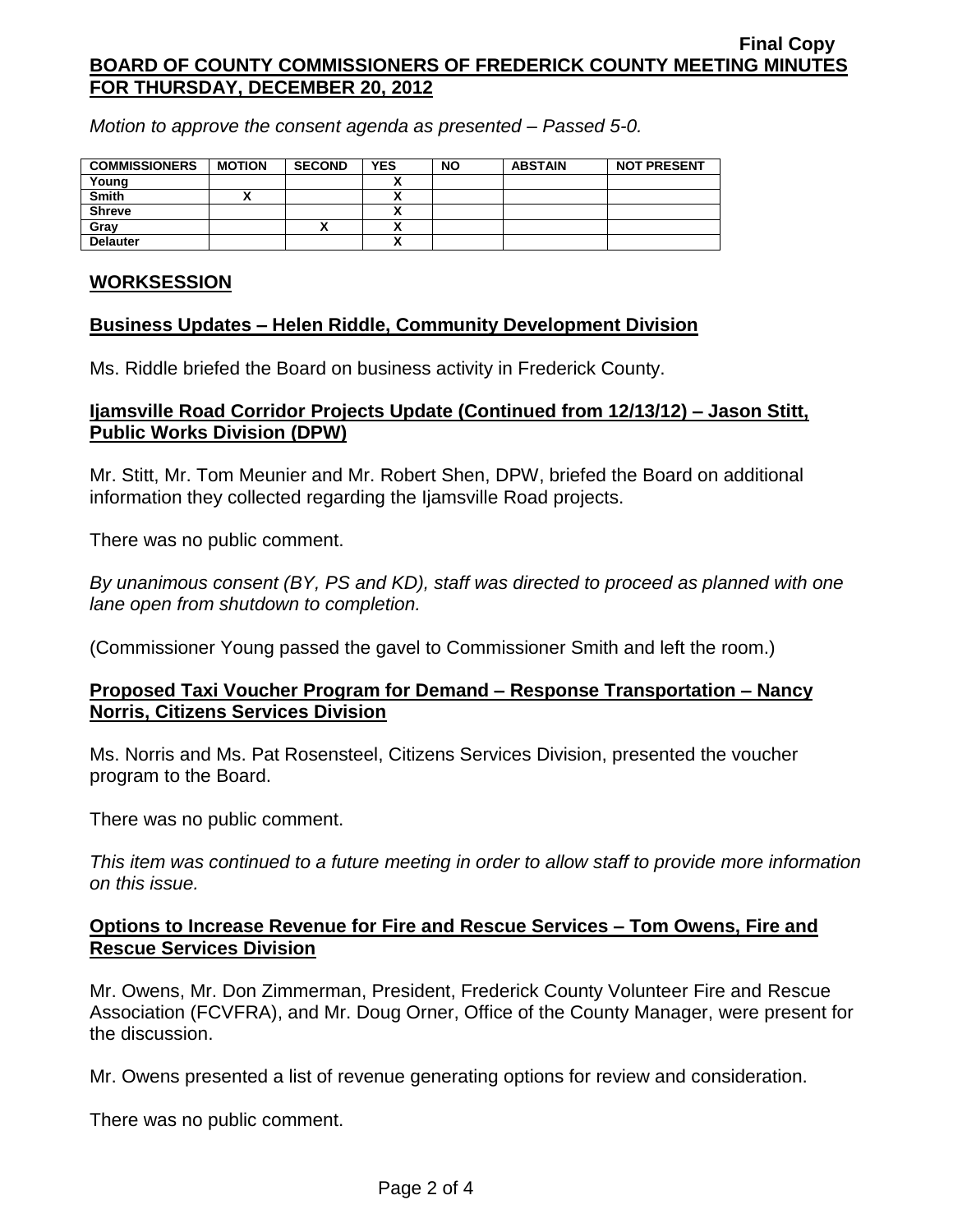*Motion to approve the consent agenda as presented – Passed 5-0.*

| COMMISSIONERS | MOTION | SECOND | YES | NO | ABSTAIN | NOT PRESENT |
|---|---|---|---|---|---|---|
| Young | | | X | | | |
| Smith | X | | X | | | |
| Shreve | | | X | | | |
| Gray | | X | X | | | |
| Delauter | | | X | | | |

## WORKSESSION

### Business Updates – Helen Riddle, Community Development Division

Ms. Riddle briefed the Board on business activity in Frederick County.

### Ijamsville Road Corridor Projects Update (Continued from 12/13/12) – Jason Stitt, Public Works Division (DPW)

Mr. Stitt, Mr. Tom Meunier and Mr. Robert Shen, DPW, briefed the Board on additional information they collected regarding the Ijamsville Road projects.

There was no public comment.

*By unanimous consent (BY, PS and KD), staff was directed to proceed as planned with one lane open from shutdown to completion.*

(Commissioner Young passed the gavel to Commissioner Smith and left the room.)

### Proposed Taxi Voucher Program for Demand – Response Transportation – Nancy Norris, Citizens Services Division

Ms. Norris and Ms. Pat Rosensteel, Citizens Services Division, presented the voucher program to the Board.

There was no public comment.

*This item was continued to a future meeting in order to allow staff to provide more information on this issue.*

### Options to Increase Revenue for Fire and Rescue Services – Tom Owens, Fire and Rescue Services Division

Mr. Owens, Mr. Don Zimmerman, President, Frederick County Volunteer Fire and Rescue Association (FCVFRA), and Mr. Doug Orner, Office of the County Manager, were present for the discussion.

Mr. Owens presented a list of revenue generating options for review and consideration.

There was no public comment.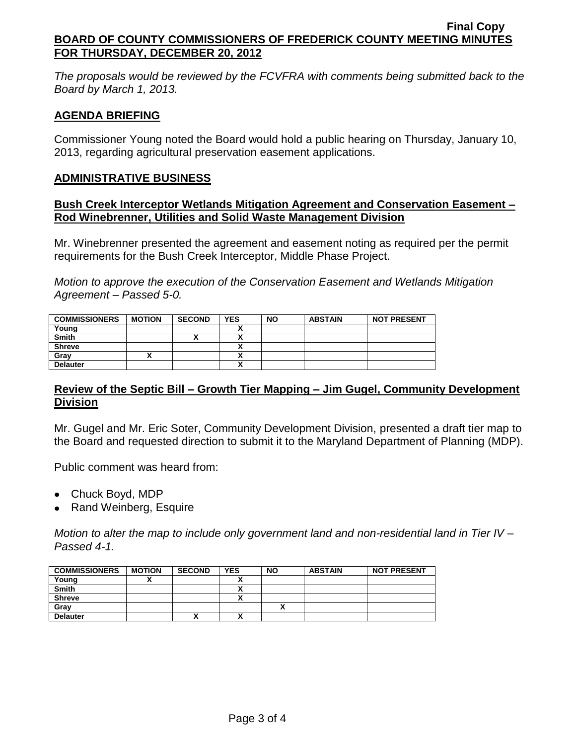*The proposals would be reviewed by the FCVFRA with comments being submitted back to the Board by March 1, 2013.*

## AGENDA BRIEFING

Commissioner Young noted the Board would hold a public hearing on Thursday, January 10, 2013, regarding agricultural preservation easement applications.

## ADMINISTRATIVE BUSINESS

### Bush Creek Interceptor Wetlands Mitigation Agreement and Conservation Easement – Rod Winebrenner, Utilities and Solid Waste Management Division

Mr. Winebrenner presented the agreement and easement noting as required per the permit requirements for the Bush Creek Interceptor, Middle Phase Project.

*Motion to approve the execution of the Conservation Easement and Wetlands Mitigation Agreement – Passed 5-0.*

| COMMISSIONERS | MOTION | SECOND | YES | NO | ABSTAIN | NOT PRESENT |
|---|---|---|---|---|---|---|
| Young | | | X | | | |
| Smith | | X | X | | | |
| Shreve | | | X | | | |
| Gray | X | | X | | | |
| Delauter | | | X | | | |

### Review of the Septic Bill – Growth Tier Mapping – Jim Gugel, Community Development Division

Mr. Gugel and Mr. Eric Soter, Community Development Division, presented a draft tier map to the Board and requested direction to submit it to the Maryland Department of Planning (MDP).

Public comment was heard from:

- Chuck Boyd, MDP
- Rand Weinberg, Esquire

*Motion to alter the map to include only government land and non-residential land in Tier IV – Passed 4-1.*

| COMMISSIONERS | MOTION | SECOND | YES | NO | ABSTAIN | NOT PRESENT |
|---|---|---|---|---|---|---|
| Young | X | | X | | | |
| Smith | | | X | | | |
| Shreve | | | X | | | |
| Gray | | | | X | | |
| Delauter | | X | X | | | |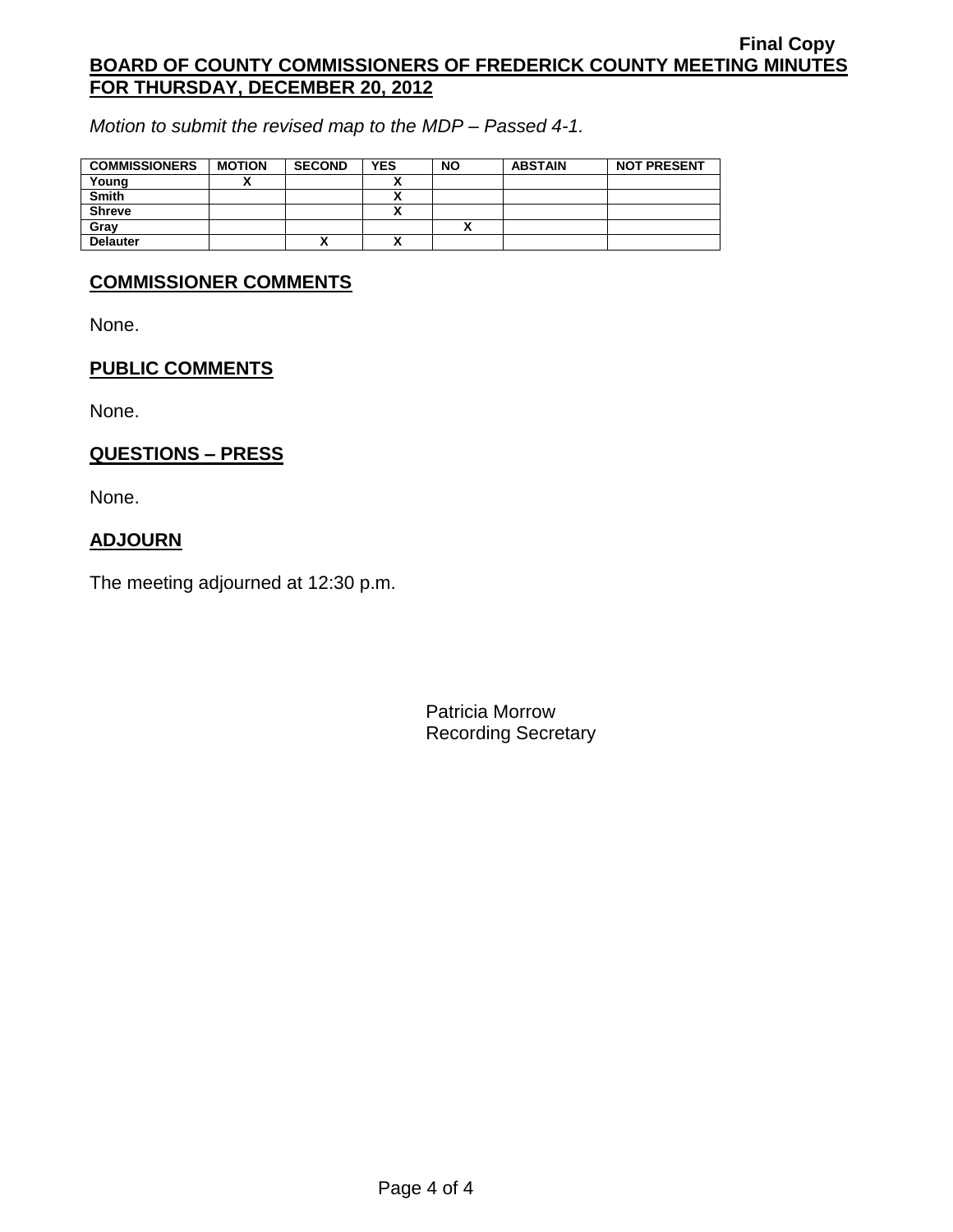*Motion to submit the revised map to the MDP – Passed 4-1.*

| COMMISSIONERS | MOTION | SECOND | YES | NO | ABSTAIN | NOT PRESENT |
|---|---|---|---|---|---|---|
| Young | X | | X | | | |
| Smith | | | X | | | |
| Shreve | | | X | | | |
| Gray | | | | X | | |
| Delauter | | X | X | | | |

## COMMISSIONER COMMENTS

None.

## PUBLIC COMMENTS

None.

## QUESTIONS – PRESS

None.

## ADJOURN

The meeting adjourned at 12:30 p.m.

Patricia Morrow
Recording Secretary